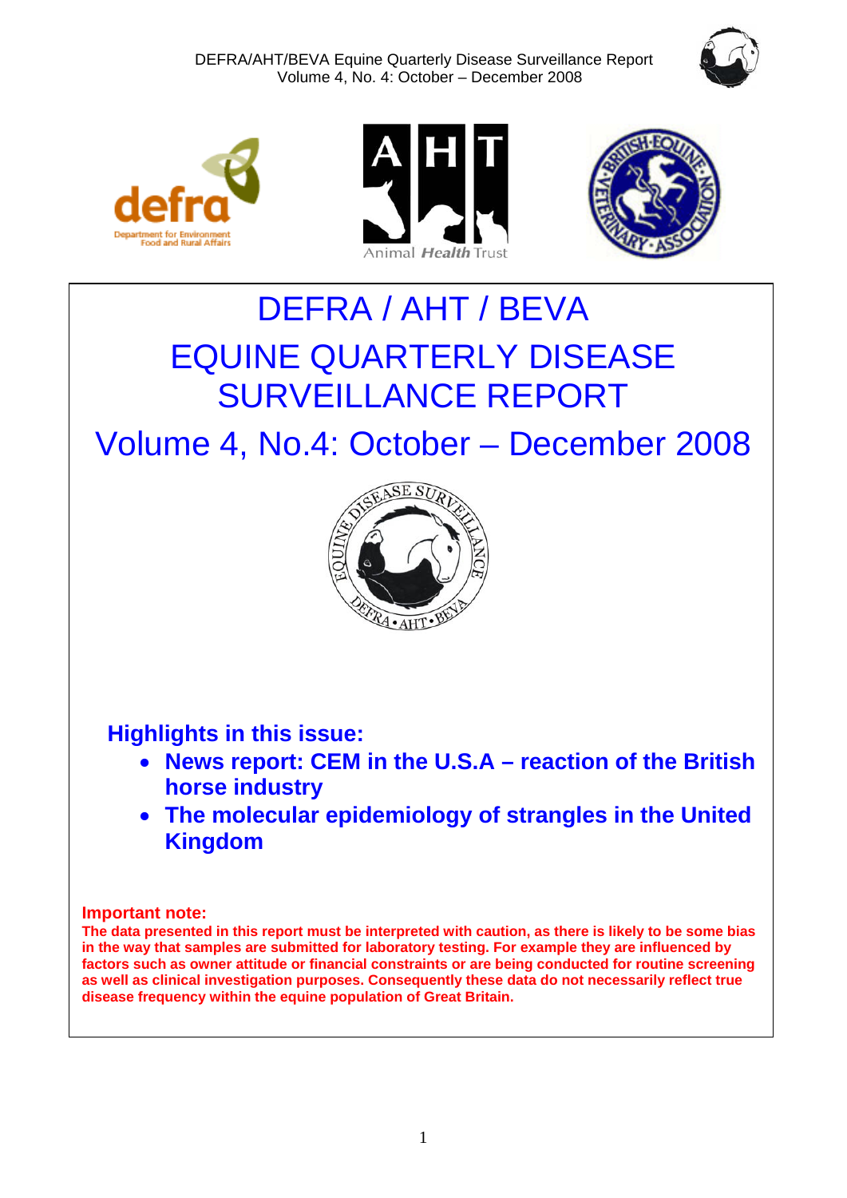DEFRA/AHT/BEVA Equine Quarterly Disease Surveillance Report
Volume 4, No. 4: October – December 2008

# DEFRA / AHT / BEVA

# EQUINE QUARTERLY DISEASE SURVEILLANCE REPORT

# Volume 4, No.4: October – December 2008

## Highlights in this issue:

- **News report: CEM in the U.S.A – reaction of the British horse industry**
- **The molecular epidemiology of strangles in the United Kingdom**

**Important note:**

**The data presented in this report must be interpreted with caution, as there is likely to be some bias in the way that samples are submitted for laboratory testing. For example they are influenced by factors such as owner attitude or financial constraints or are being conducted for routine screening as well as clinical investigation purposes. Consequently these data do not necessarily reflect true disease frequency within the equine population of Great Britain.**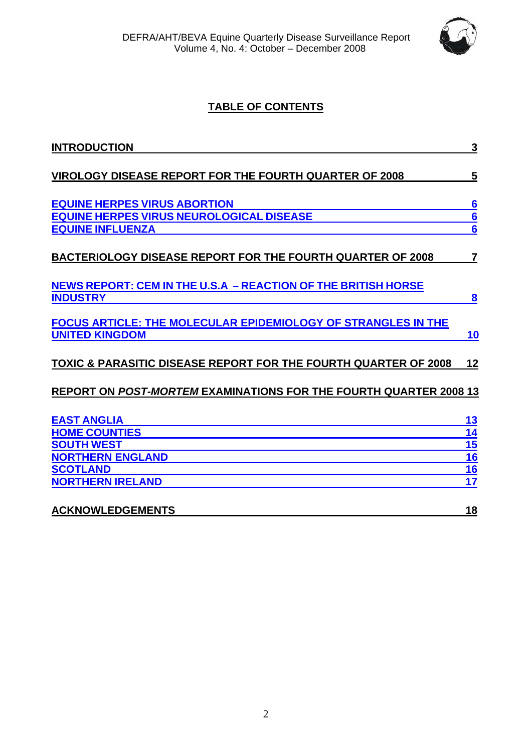## TABLE OF CONTENTS

**INTRODUCTION** 3

**VIROLOGY DISEASE REPORT FOR THE FOURTH QUARTER OF 2008** 5

**EQUINE HERPES VIRUS ABORTION** 6
**EQUINE HERPES VIRUS NEUROLOGICAL DISEASE** 6
**EQUINE INFLUENZA** 6

**BACTERIOLOGY DISEASE REPORT FOR THE FOURTH QUARTER OF 2008** 7

**NEWS REPORT: CEM IN THE U.S.A – REACTION OF THE BRITISH HORSE INDUSTRY** 8

**FOCUS ARTICLE: THE MOLECULAR EPIDEMIOLOGY OF STRANGLES IN THE UNITED KINGDOM** 10

**TOXIC & PARASITIC DISEASE REPORT FOR THE FOURTH QUARTER OF 2008** 12

**REPORT ON *POST-MORTEM* EXAMINATIONS FOR THE FOURTH QUARTER 2008** 13

**EAST ANGLIA** 13
**HOME COUNTIES** 14
**SOUTH WEST** 15
**NORTHERN ENGLAND** 16
**SCOTLAND** 16
**NORTHERN IRELAND** 17

**ACKNOWLEDGEMENTS** 18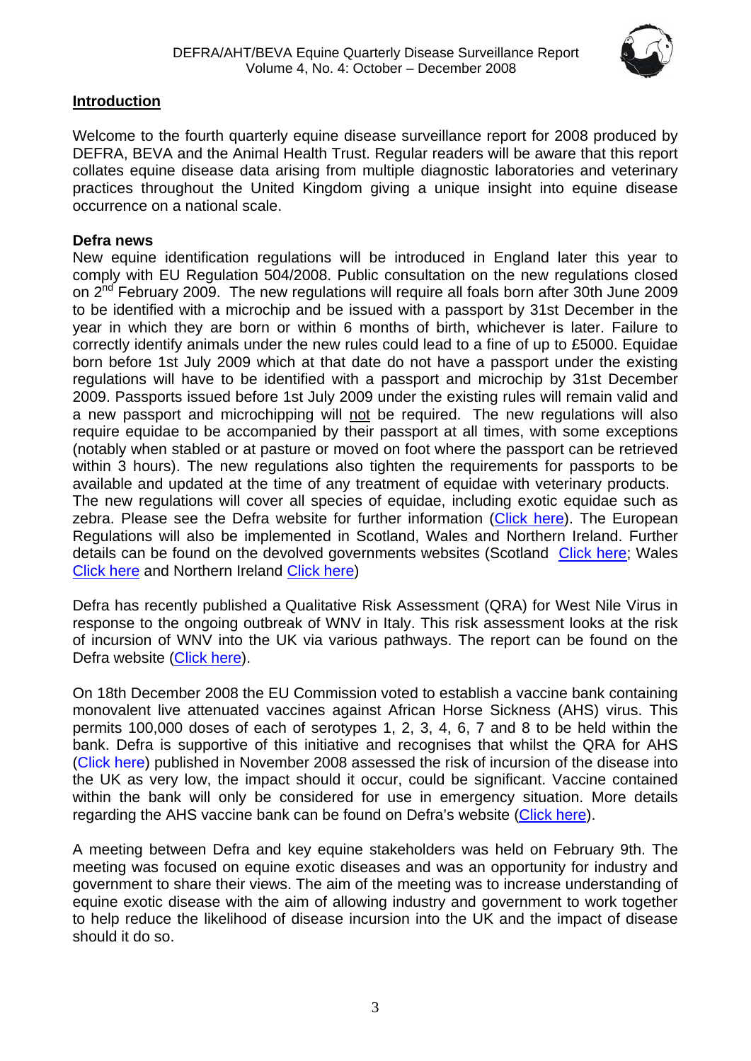## Introduction

Welcome to the fourth quarterly equine disease surveillance report for 2008 produced by DEFRA, BEVA and the Animal Health Trust. Regular readers will be aware that this report collates equine disease data arising from multiple diagnostic laboratories and veterinary practices throughout the United Kingdom giving a unique insight into equine disease occurrence on a national scale.

**Defra news**

New equine identification regulations will be introduced in England later this year to comply with EU Regulation 504/2008. Public consultation on the new regulations closed on 2nd February 2009. The new regulations will require all foals born after 30th June 2009 to be identified with a microchip and be issued with a passport by 31st December in the year in which they are born or within 6 months of birth, whichever is later. Failure to correctly identify animals under the new rules could lead to a fine of up to £5000. Equidae born before 1st July 2009 which at that date do not have a passport under the existing regulations will have to be identified with a passport and microchip by 31st December 2009. Passports issued before 1st July 2009 under the existing rules will remain valid and a new passport and microchipping will not be required. The new regulations will also require equidae to be accompanied by their passport at all times, with some exceptions (notably when stabled or at pasture or moved on foot where the passport can be retrieved within 3 hours). The new regulations also tighten the requirements for passports to be available and updated at the time of any treatment of equidae with veterinary products.
The new regulations will cover all species of equidae, including exotic equidae such as zebra. Please see the Defra website for further information (Click here). The European Regulations will also be implemented in Scotland, Wales and Northern Ireland. Further details can be found on the devolved governments websites (Scotland Click here; Wales Click here and Northern Ireland Click here)

Defra has recently published a Qualitative Risk Assessment (QRA) for West Nile Virus in response to the ongoing outbreak of WNV in Italy. This risk assessment looks at the risk of incursion of WNV into the UK via various pathways. The report can be found on the Defra website (Click here).

On 18th December 2008 the EU Commission voted to establish a vaccine bank containing monovalent live attenuated vaccines against African Horse Sickness (AHS) virus. This permits 100,000 doses of each of serotypes 1, 2, 3, 4, 6, 7 and 8 to be held within the bank. Defra is supportive of this initiative and recognises that whilst the QRA for AHS (Click here) published in November 2008 assessed the risk of incursion of the disease into the UK as very low, the impact should it occur, could be significant. Vaccine contained within the bank will only be considered for use in emergency situation. More details regarding the AHS vaccine bank can be found on Defra's website (Click here).

A meeting between Defra and key equine stakeholders was held on February 9th. The meeting was focused on equine exotic diseases and was an opportunity for industry and government to share their views. The aim of the meeting was to increase understanding of equine exotic disease with the aim of allowing industry and government to work together to help reduce the likelihood of disease incursion into the UK and the impact of disease should it do so.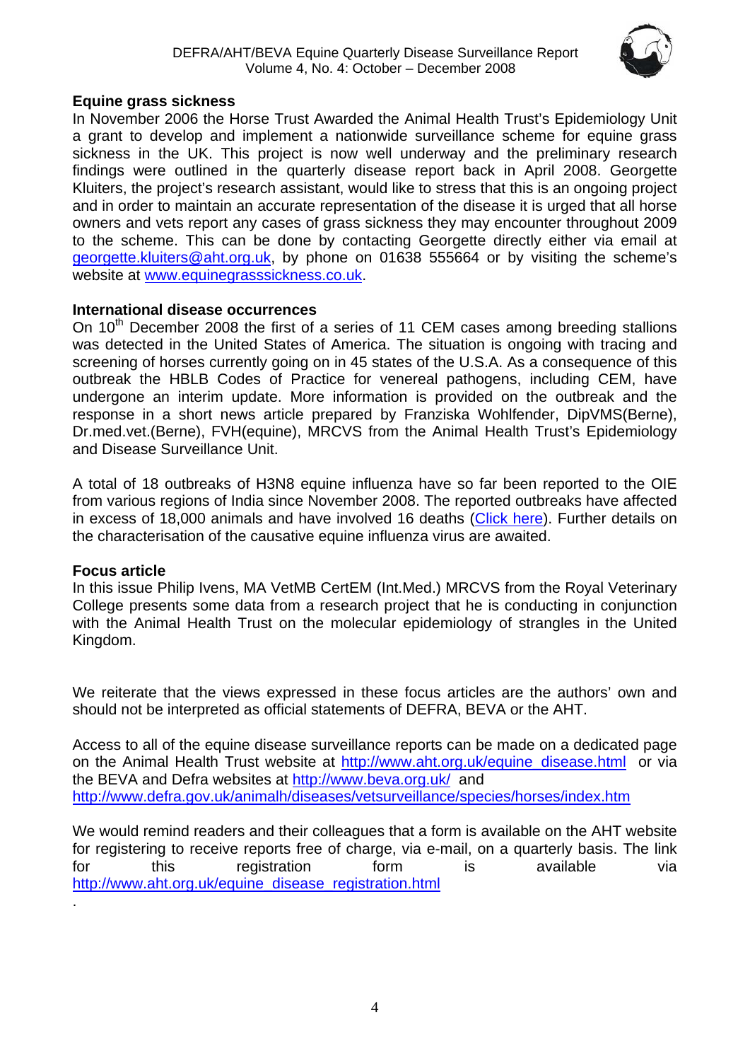## Equine grass sickness

In November 2006 the Horse Trust Awarded the Animal Health Trust's Epidemiology Unit a grant to develop and implement a nationwide surveillance scheme for equine grass sickness in the UK. This project is now well underway and the preliminary research findings were outlined in the quarterly disease report back in April 2008. Georgette Kluiters, the project's research assistant, would like to stress that this is an ongoing project and in order to maintain an accurate representation of the disease it is urged that all horse owners and vets report any cases of grass sickness they may encounter throughout 2009 to the scheme. This can be done by contacting Georgette directly either via email at georgette.kluiters@aht.org.uk, by phone on 01638 555664 or by visiting the scheme's website at www.equinegrasssickness.co.uk.

## International disease occurrences

On 10th December 2008 the first of a series of 11 CEM cases among breeding stallions was detected in the United States of America. The situation is ongoing with tracing and screening of horses currently going on in 45 states of the U.S.A. As a consequence of this outbreak the HBLB Codes of Practice for venereal pathogens, including CEM, have undergone an interim update. More information is provided on the outbreak and the response in a short news article prepared by Franziska Wohlfender, DipVMS(Berne), Dr.med.vet.(Berne), FVH(equine), MRCVS from the Animal Health Trust's Epidemiology and Disease Surveillance Unit.

A total of 18 outbreaks of H3N8 equine influenza have so far been reported to the OIE from various regions of India since November 2008. The reported outbreaks have affected in excess of 18,000 animals and have involved 16 deaths (Click here). Further details on the characterisation of the causative equine influenza virus are awaited.

## Focus article

In this issue Philip Ivens, MA VetMB CertEM (Int.Med.) MRCVS from the Royal Veterinary College presents some data from a research project that he is conducting in conjunction with the Animal Health Trust on the molecular epidemiology of strangles in the United Kingdom.

We reiterate that the views expressed in these focus articles are the authors' own and should not be interpreted as official statements of DEFRA, BEVA or the AHT.

Access to all of the equine disease surveillance reports can be made on a dedicated page on the Animal Health Trust website at http://www.aht.org.uk/equine_disease.html or via the BEVA and Defra websites at http://www.beva.org.uk/ and http://www.defra.gov.uk/animalh/diseases/vetsurveillance/species/horses/index.htm

We would remind readers and their colleagues that a form is available on the AHT website for registering to receive reports free of charge, via e-mail, on a quarterly basis. The link for this registration form is available via http://www.aht.org.uk/equine_disease_registration.html

.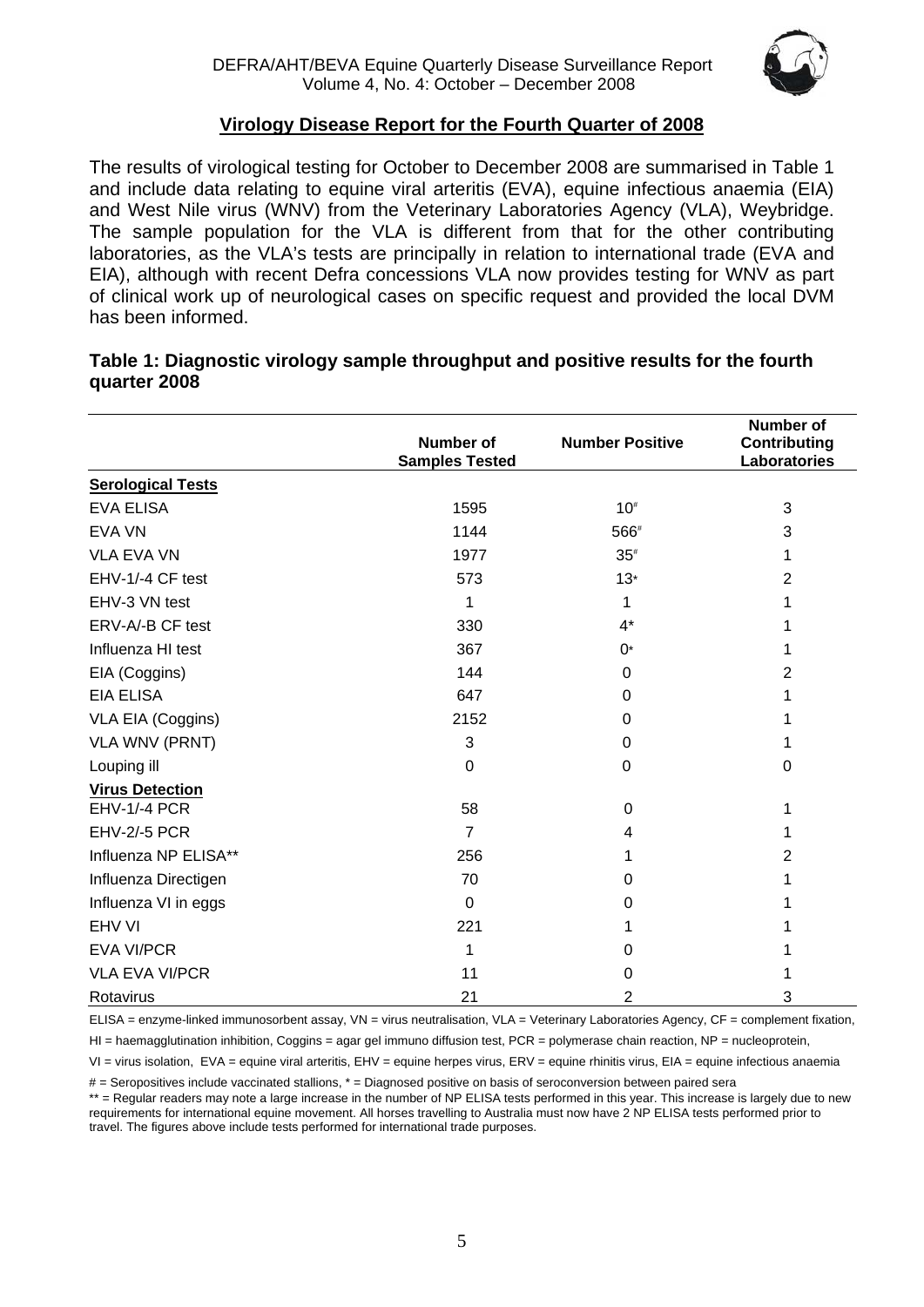## Virology Disease Report for the Fourth Quarter of 2008

The results of virological testing for October to December 2008 are summarised in Table 1 and include data relating to equine viral arteritis (EVA), equine infectious anaemia (EIA) and West Nile virus (WNV) from the Veterinary Laboratories Agency (VLA), Weybridge. The sample population for the VLA is different from that for the other contributing laboratories, as the VLA's tests are principally in relation to international trade (EVA and EIA), although with recent Defra concessions VLA now provides testing for WNV as part of clinical work up of neurological cases on specific request and provided the local DVM has been informed.

**Table 1: Diagnostic virology sample throughput and positive results for the fourth quarter 2008**

| | Number of Samples Tested | Number Positive | Number of Contributing Laboratories |
|---|---|---|---|
| **Serological Tests** | | | |
| EVA ELISA | 1595 | 10# | 3 |
| EVA VN | 1144 | 566# | 3 |
| VLA EVA VN | 1977 | 35# | 1 |
| EHV-1/-4 CF test | 573 | 13* | 2 |
| EHV-3 VN test | 1 | 1 | 1 |
| ERV-A/-B CF test | 330 | 4* | 1 |
| Influenza HI test | 367 | 0* | 1 |
| EIA (Coggins) | 144 | 0 | 2 |
| EIA ELISA | 647 | 0 | 1 |
| VLA EIA (Coggins) | 2152 | 0 | 1 |
| VLA WNV (PRNT) | 3 | 0 | 1 |
| Louping ill | 0 | 0 | 0 |
| **Virus Detection** | | | |
| EHV-1/-4 PCR | 58 | 0 | 1 |
| EHV-2/-5 PCR | 7 | 4 | 1 |
| Influenza NP ELISA** | 256 | 1 | 2 |
| Influenza Directigen | 70 | 0 | 1 |
| Influenza VI in eggs | 0 | 0 | 1 |
| EHV VI | 221 | 1 | 1 |
| EVA VI/PCR | 1 | 0 | 1 |
| VLA EVA VI/PCR | 11 | 0 | 1 |
| Rotavirus | 21 | 2 | 3 |

ELISA = enzyme-linked immunosorbent assay, VN = virus neutralisation, VLA = Veterinary Laboratories Agency, CF = complement fixation, HI = haemagglutination inhibition, Coggins = agar gel immuno diffusion test, PCR = polymerase chain reaction, NP = nucleoprotein, VI = virus isolation, EVA = equine viral arteritis, EHV = equine herpes virus, ERV = equine rhinitis virus, EIA = equine infectious anaemia

# = Seropositives include vaccinated stallions, * = Diagnosed positive on basis of seroconversion between paired sera

** = Regular readers may note a large increase in the number of NP ELISA tests performed in this year. This increase is largely due to new requirements for international equine movement. All horses travelling to Australia must now have 2 NP ELISA tests performed prior to travel. The figures above include tests performed for international trade purposes.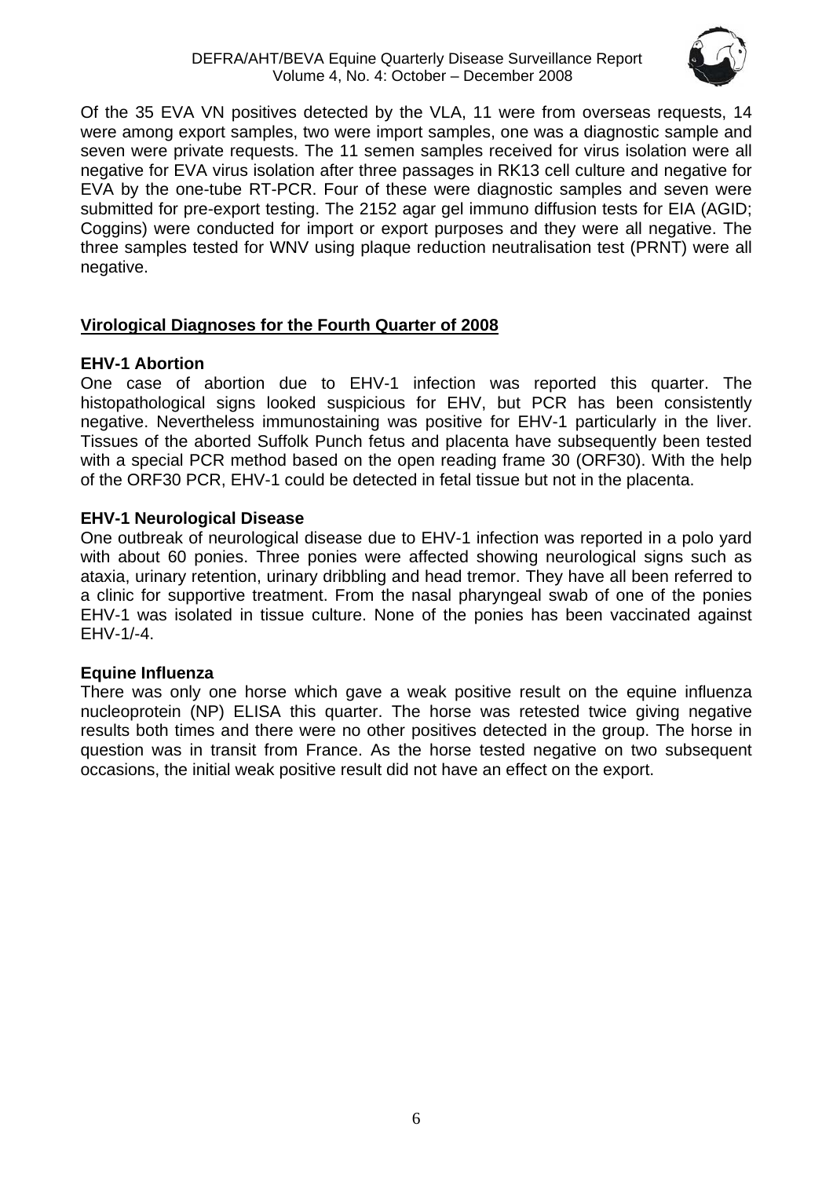Of the 35 EVA VN positives detected by the VLA, 11 were from overseas requests, 14 were among export samples, two were import samples, one was a diagnostic sample and seven were private requests. The 11 semen samples received for virus isolation were all negative for EVA virus isolation after three passages in RK13 cell culture and negative for EVA by the one-tube RT-PCR. Four of these were diagnostic samples and seven were submitted for pre-export testing. The 2152 agar gel immuno diffusion tests for EIA (AGID; Coggins) were conducted for import or export purposes and they were all negative. The three samples tested for WNV using plaque reduction neutralisation test (PRNT) were all negative.

## Virological Diagnoses for the Fourth Quarter of 2008

### EHV-1 Abortion

One case of abortion due to EHV-1 infection was reported this quarter. The histopathological signs looked suspicious for EHV, but PCR has been consistently negative. Nevertheless immunostaining was positive for EHV-1 particularly in the liver. Tissues of the aborted Suffolk Punch fetus and placenta have subsequently been tested with a special PCR method based on the open reading frame 30 (ORF30). With the help of the ORF30 PCR, EHV-1 could be detected in fetal tissue but not in the placenta.

### EHV-1 Neurological Disease

One outbreak of neurological disease due to EHV-1 infection was reported in a polo yard with about 60 ponies. Three ponies were affected showing neurological signs such as ataxia, urinary retention, urinary dribbling and head tremor. They have all been referred to a clinic for supportive treatment. From the nasal pharyngeal swab of one of the ponies EHV-1 was isolated in tissue culture. None of the ponies has been vaccinated against EHV-1/-4.

### Equine Influenza

There was only one horse which gave a weak positive result on the equine influenza nucleoprotein (NP) ELISA this quarter. The horse was retested twice giving negative results both times and there were no other positives detected in the group. The horse in question was in transit from France. As the horse tested negative on two subsequent occasions, the initial weak positive result did not have an effect on the export.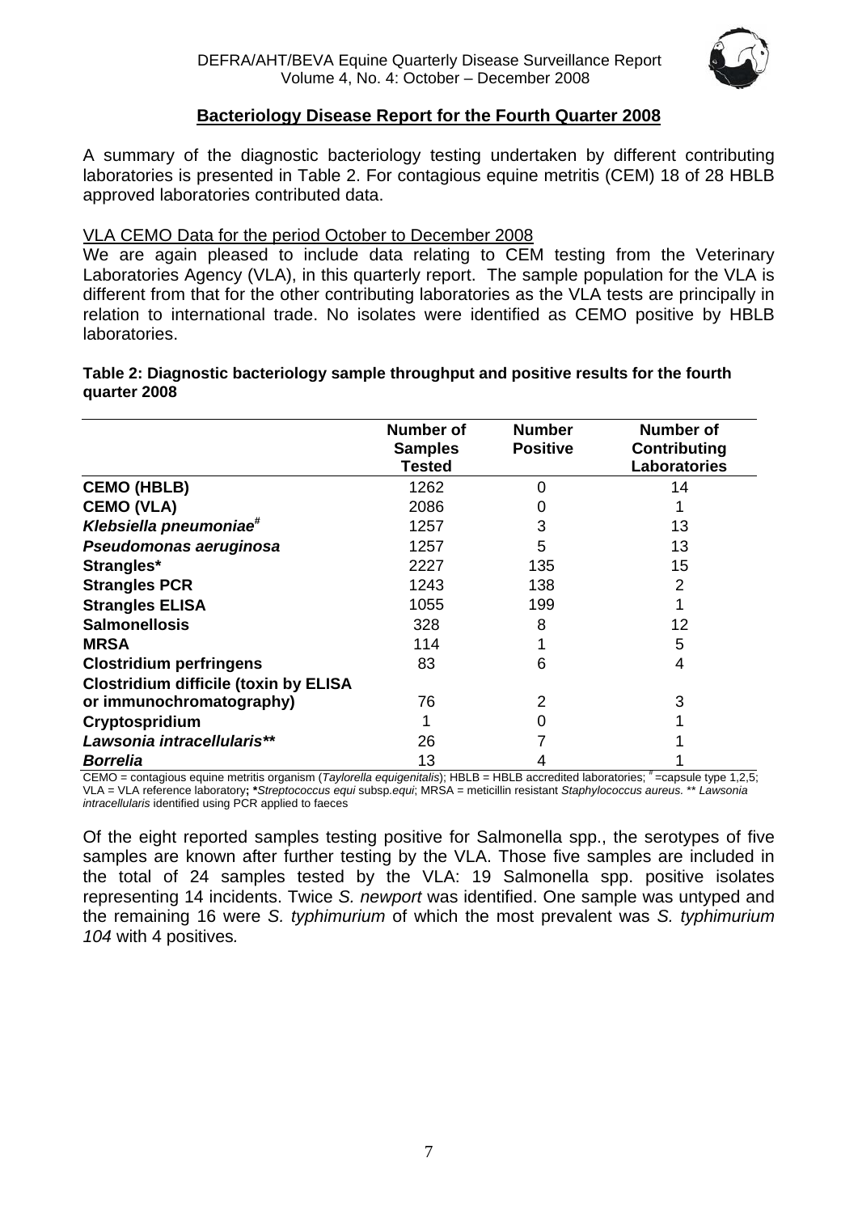## Bacteriology Disease Report for the Fourth Quarter 2008

A summary of the diagnostic bacteriology testing undertaken by different contributing laboratories is presented in Table 2. For contagious equine metritis (CEM) 18 of 28 HBLB approved laboratories contributed data.

### VLA CEMO Data for the period October to December 2008

We are again pleased to include data relating to CEM testing from the Veterinary Laboratories Agency (VLA), in this quarterly report. The sample population for the VLA is different from that for the other contributing laboratories as the VLA tests are principally in relation to international trade. No isolates were identified as CEMO positive by HBLB laboratories.

**Table 2: Diagnostic bacteriology sample throughput and positive results for the fourth quarter 2008**

| | Number of Samples Tested | Number Positive | Number of Contributing Laboratories |
|---|---|---|---|
| **CEMO (HBLB)** | 1262 | 0 | 14 |
| **CEMO (VLA)** | 2086 | 0 | 1 |
| ***Klebsiella pneumoniae***[#] | 1257 | 3 | 13 |
| ***Pseudomonas aeruginosa*** | 1257 | 5 | 13 |
| **Strangles*** | 2227 | 135 | 15 |
| **Strangles PCR** | 1243 | 138 | 2 |
| **Strangles ELISA** | 1055 | 199 | 1 |
| **Salmonellosis** | 328 | 8 | 12 |
| **MRSA** | 114 | 1 | 5 |
| **Clostridium perfringens** | 83 | 6 | 4 |
| **Clostridium difficile (toxin by ELISA or immunochromatography)** | 76 | 2 | 3 |
| **Cryptospridium** | 1 | 0 | 1 |
| ***Lawsonia intracellularis*\*\*** | 26 | 7 | 1 |
| ***Borrelia*** | 13 | 4 | 1 |

CEMO = contagious equine metritis organism (*Taylorella equigenitalis*); HBLB = HBLB accredited laboratories; # =capsule type 1,2,5; VLA = VLA reference laboratory; **\****Streptococcus equi* subsp.*equi*; MRSA = meticillin resistant *Staphylococcus aureus*. ** *Lawsonia intracellularis* identified using PCR applied to faeces

Of the eight reported samples testing positive for Salmonella spp., the serotypes of five samples are known after further testing by the VLA. Those five samples are included in the total of 24 samples tested by the VLA: 19 Salmonella spp. positive isolates representing 14 incidents. Twice *S. newport* was identified. One sample was untyped and the remaining 16 were *S. typhimurium* of which the most prevalent was *S. typhimurium 104* with 4 positives*.*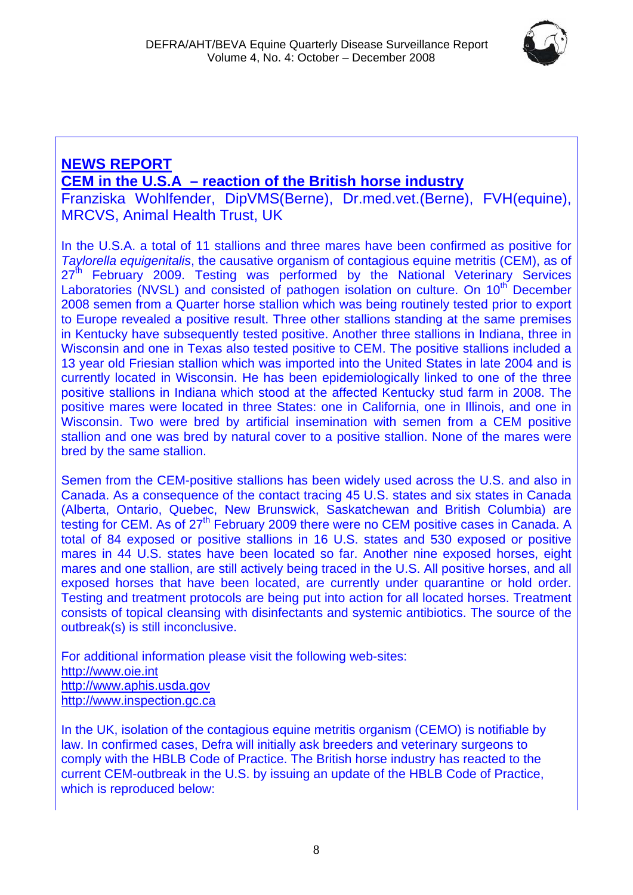## NEWS REPORT

## CEM in the U.S.A – reaction of the British horse industry

Franziska Wohlfender, DipVMS(Berne), Dr.med.vet.(Berne), FVH(equine), MRCVS, Animal Health Trust, UK

In the U.S.A. a total of 11 stallions and three mares have been confirmed as positive for *Taylorella equigenitalis*, the causative organism of contagious equine metritis (CEM), as of 27th February 2009. Testing was performed by the National Veterinary Services Laboratories (NVSL) and consisted of pathogen isolation on culture. On 10th December 2008 semen from a Quarter horse stallion which was being routinely tested prior to export to Europe revealed a positive result. Three other stallions standing at the same premises in Kentucky have subsequently tested positive. Another three stallions in Indiana, three in Wisconsin and one in Texas also tested positive to CEM. The positive stallions included a 13 year old Friesian stallion which was imported into the United States in late 2004 and is currently located in Wisconsin. He has been epidemiologically linked to one of the three positive stallions in Indiana which stood at the affected Kentucky stud farm in 2008. The positive mares were located in three States: one in California, one in Illinois, and one in Wisconsin. Two were bred by artificial insemination with semen from a CEM positive stallion and one was bred by natural cover to a positive stallion. None of the mares were bred by the same stallion.

Semen from the CEM-positive stallions has been widely used across the U.S. and also in Canada. As a consequence of the contact tracing 45 U.S. states and six states in Canada (Alberta, Ontario, Quebec, New Brunswick, Saskatchewan and British Columbia) are testing for CEM. As of 27th February 2009 there were no CEM positive cases in Canada. A total of 84 exposed or positive stallions in 16 U.S. states and 530 exposed or positive mares in 44 U.S. states have been located so far. Another nine exposed horses, eight mares and one stallion, are still actively being traced in the U.S. All positive horses, and all exposed horses that have been located, are currently under quarantine or hold order. Testing and treatment protocols are being put into action for all located horses. Treatment consists of topical cleansing with disinfectants and systemic antibiotics. The source of the outbreak(s) is still inconclusive.

For additional information please visit the following web-sites:
http://www.oie.int
http://www.aphis.usda.gov
http://www.inspection.gc.ca

In the UK, isolation of the contagious equine metritis organism (CEMO) is notifiable by law. In confirmed cases, Defra will initially ask breeders and veterinary surgeons to comply with the HBLB Code of Practice. The British horse industry has reacted to the current CEM-outbreak in the U.S. by issuing an update of the HBLB Code of Practice, which is reproduced below: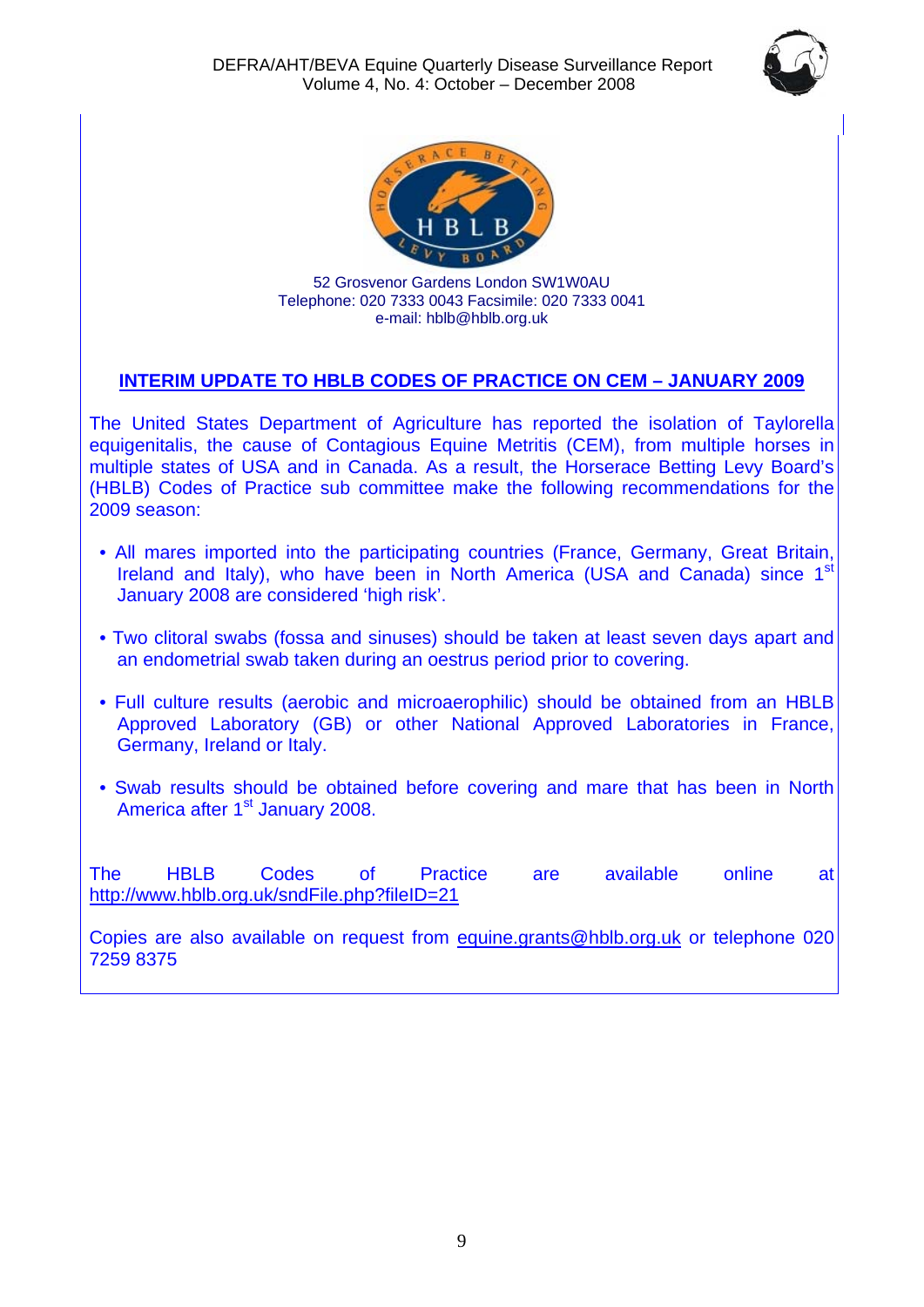52 Grosvenor Gardens London SW1W0AU
Telephone: 020 7333 0043 Facsimile: 020 7333 0041
e-mail: hblb@hblb.org.uk

## INTERIM UPDATE TO HBLB CODES OF PRACTICE ON CEM – JANUARY 2009

The United States Department of Agriculture has reported the isolation of Taylorella equigenitalis, the cause of Contagious Equine Metritis (CEM), from multiple horses in multiple states of USA and in Canada. As a result, the Horserace Betting Levy Board's (HBLB) Codes of Practice sub committee make the following recommendations for the 2009 season:

- All mares imported into the participating countries (France, Germany, Great Britain, Ireland and Italy), who have been in North America (USA and Canada) since 1st January 2008 are considered 'high risk'.
- Two clitoral swabs (fossa and sinuses) should be taken at least seven days apart and an endometrial swab taken during an oestrus period prior to covering.
- Full culture results (aerobic and microaerophilic) should be obtained from an HBLB Approved Laboratory (GB) or other National Approved Laboratories in France, Germany, Ireland or Italy.
- Swab results should be obtained before covering and mare that has been in North America after 1st January 2008.

The HBLB Codes of Practice are available online at http://www.hblb.org.uk/sndFile.php?fileID=21

Copies are also available on request from equine.grants@hblb.org.uk or telephone 020 7259 8375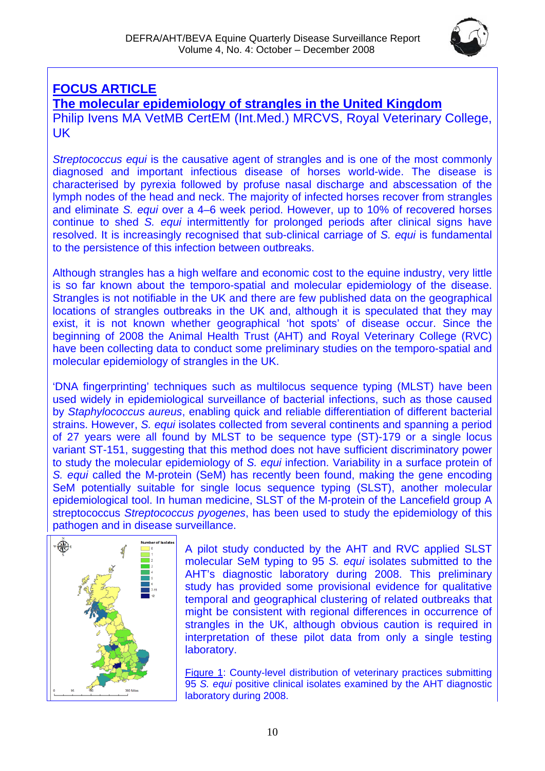## FOCUS ARTICLE

## The molecular epidemiology of strangles in the United Kingdom

Philip Ivens MA VetMB CertEM (Int.Med.) MRCVS, Royal Veterinary College, UK

*Streptococcus equi* is the causative agent of strangles and is one of the most commonly diagnosed and important infectious disease of horses world-wide. The disease is characterised by pyrexia followed by profuse nasal discharge and abscessation of the lymph nodes of the head and neck. The majority of infected horses recover from strangles and eliminate *S. equi* over a 4–6 week period. However, up to 10% of recovered horses continue to shed *S. equi* intermittently for prolonged periods after clinical signs have resolved. It is increasingly recognised that sub-clinical carriage of *S. equi* is fundamental to the persistence of this infection between outbreaks.

Although strangles has a high welfare and economic cost to the equine industry, very little is so far known about the temporo-spatial and molecular epidemiology of the disease. Strangles is not notifiable in the UK and there are few published data on the geographical locations of strangles outbreaks in the UK and, although it is speculated that they may exist, it is not known whether geographical 'hot spots' of disease occur. Since the beginning of 2008 the Animal Health Trust (AHT) and Royal Veterinary College (RVC) have been collecting data to conduct some preliminary studies on the temporo-spatial and molecular epidemiology of strangles in the UK.

'DNA fingerprinting' techniques such as multilocus sequence typing (MLST) have been used widely in epidemiological surveillance of bacterial infections, such as those caused by *Staphylococcus aureus*, enabling quick and reliable differentiation of different bacterial strains. However, *S. equi* isolates collected from several continents and spanning a period of 27 years were all found by MLST to be sequence type (ST)-179 or a single locus variant ST-151, suggesting that this method does not have sufficient discriminatory power to study the molecular epidemiology of *S. equi* infection. Variability in a surface protein of *S. equi* called the M-protein (SeM) has recently been found, making the gene encoding SeM potentially suitable for single locus sequence typing (SLST), another molecular epidemiological tool. In human medicine, SLST of the M-protein of the Lancefield group A streptococcus *Streptococcus pyogenes*, has been used to study the epidemiology of this pathogen and in disease surveillance.

A pilot study conducted by the AHT and RVC applied SLST molecular SeM typing to 95 *S. equi* isolates submitted to the AHT's diagnostic laboratory during 2008. This preliminary study has provided some provisional evidence for qualitative temporal and geographical clustering of related outbreaks that might be consistent with regional differences in occurrence of strangles in the UK, although obvious caution is required in interpretation of these pilot data from only a single testing laboratory.

Figure 1: County-level distribution of veterinary practices submitting 95 *S. equi* positive clinical isolates examined by the AHT diagnostic laboratory during 2008.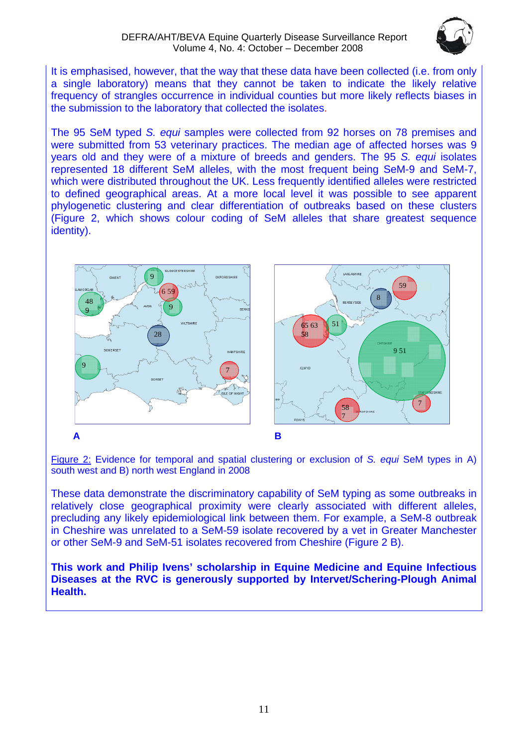It is emphasised, however, that the way that these data have been collected (i.e. from only a single laboratory) means that they cannot be taken to indicate the likely relative frequency of strangles occurrence in individual counties but more likely reflects biases in the submission to the laboratory that collected the isolates.

The 95 SeM typed *S. equi* samples were collected from 92 horses on 78 premises and were submitted from 53 veterinary practices. The median age of affected horses was 9 years old and they were of a mixture of breeds and genders. The 95 *S. equi* isolates represented 18 different SeM alleles, with the most frequent being SeM-9 and SeM-7, which were distributed throughout the UK. Less frequently identified alleles were restricted to defined geographical areas. At a more local level it was possible to see apparent phylogenetic clustering and clear differentiation of outbreaks based on these clusters (Figure 2, which shows colour coding of SeM alleles that share greatest sequence identity).

Figure 2: Evidence for temporal and spatial clustering or exclusion of *S. equi* SeM types in A) south west and B) north west England in 2008

These data demonstrate the discriminatory capability of SeM typing as some outbreaks in relatively close geographical proximity were clearly associated with different alleles, precluding any likely epidemiological link between them. For example, a SeM-8 outbreak in Cheshire was unrelated to a SeM-59 isolate recovered by a vet in Greater Manchester or other SeM-9 and SeM-51 isolates recovered from Cheshire (Figure 2 B).

**This work and Philip Ivens' scholarship in Equine Medicine and Equine Infectious Diseases at the RVC is generously supported by Intervet/Schering-Plough Animal Health.**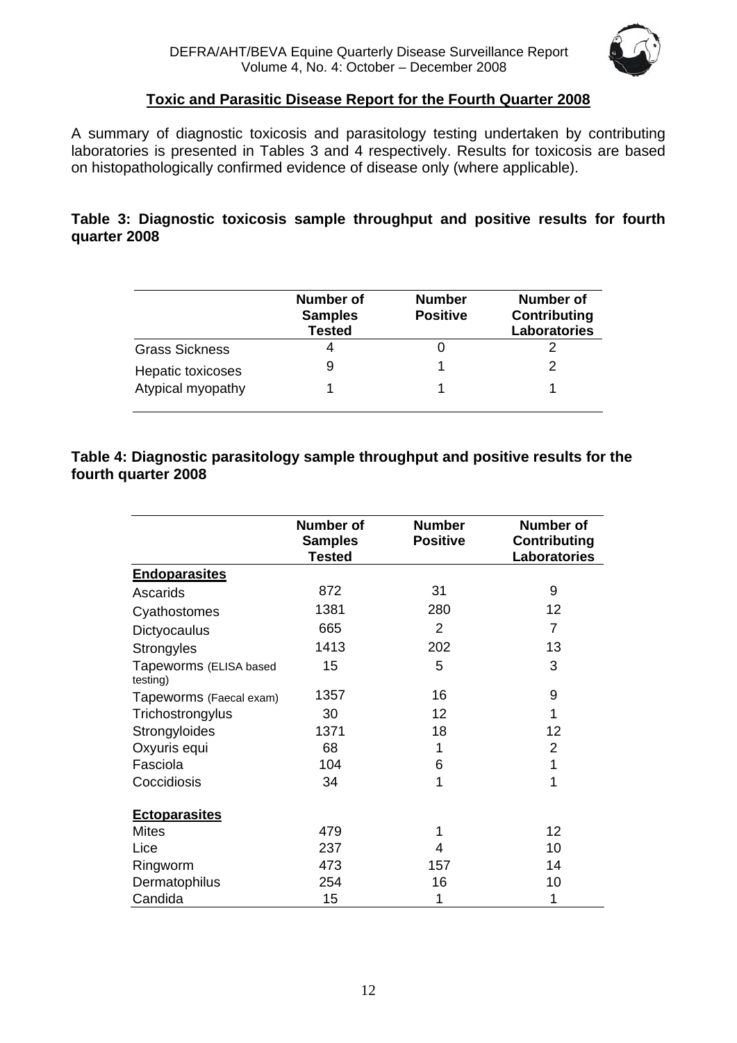## Toxic and Parasitic Disease Report for the Fourth Quarter 2008

A summary of diagnostic toxicosis and parasitology testing undertaken by contributing laboratories is presented in Tables 3 and 4 respectively. Results for toxicosis are based on histopathologically confirmed evidence of disease only (where applicable).

**Table 3: Diagnostic toxicosis sample throughput and positive results for fourth quarter 2008**

| | Number of Samples Tested | Number Positive | Number of Contributing Laboratories |
|---|---|---|---|
| Grass Sickness | 4 | 0 | 2 |
| Hepatic toxicoses | 9 | 1 | 2 |
| Atypical myopathy | 1 | 1 | 1 |

**Table 4: Diagnostic parasitology sample throughput and positive results for the fourth quarter 2008**

| | Number of Samples Tested | Number Positive | Number of Contributing Laboratories |
|---|---|---|---|
| **Endoparasites** | | | |
| Ascarids | 872 | 31 | 9 |
| Cyathostomes | 1381 | 280 | 12 |
| Dictyocaulus | 665 | 2 | 7 |
| Strongyles | 1413 | 202 | 13 |
| Tapeworms (ELISA based testing) | 15 | 5 | 3 |
| Tapeworms (Faecal exam) | 1357 | 16 | 9 |
| Trichostrongylus | 30 | 12 | 1 |
| Strongyloides | 1371 | 18 | 12 |
| Oxyuris equi | 68 | 1 | 2 |
| Fasciola | 104 | 6 | 1 |
| Coccidiosis | 34 | 1 | 1 |
| **Ectoparasites** | | | |
| Mites | 479 | 1 | 12 |
| Lice | 237 | 4 | 10 |
| Ringworm | 473 | 157 | 14 |
| Dermatophilus | 254 | 16 | 10 |
| Candida | 15 | 1 | 1 |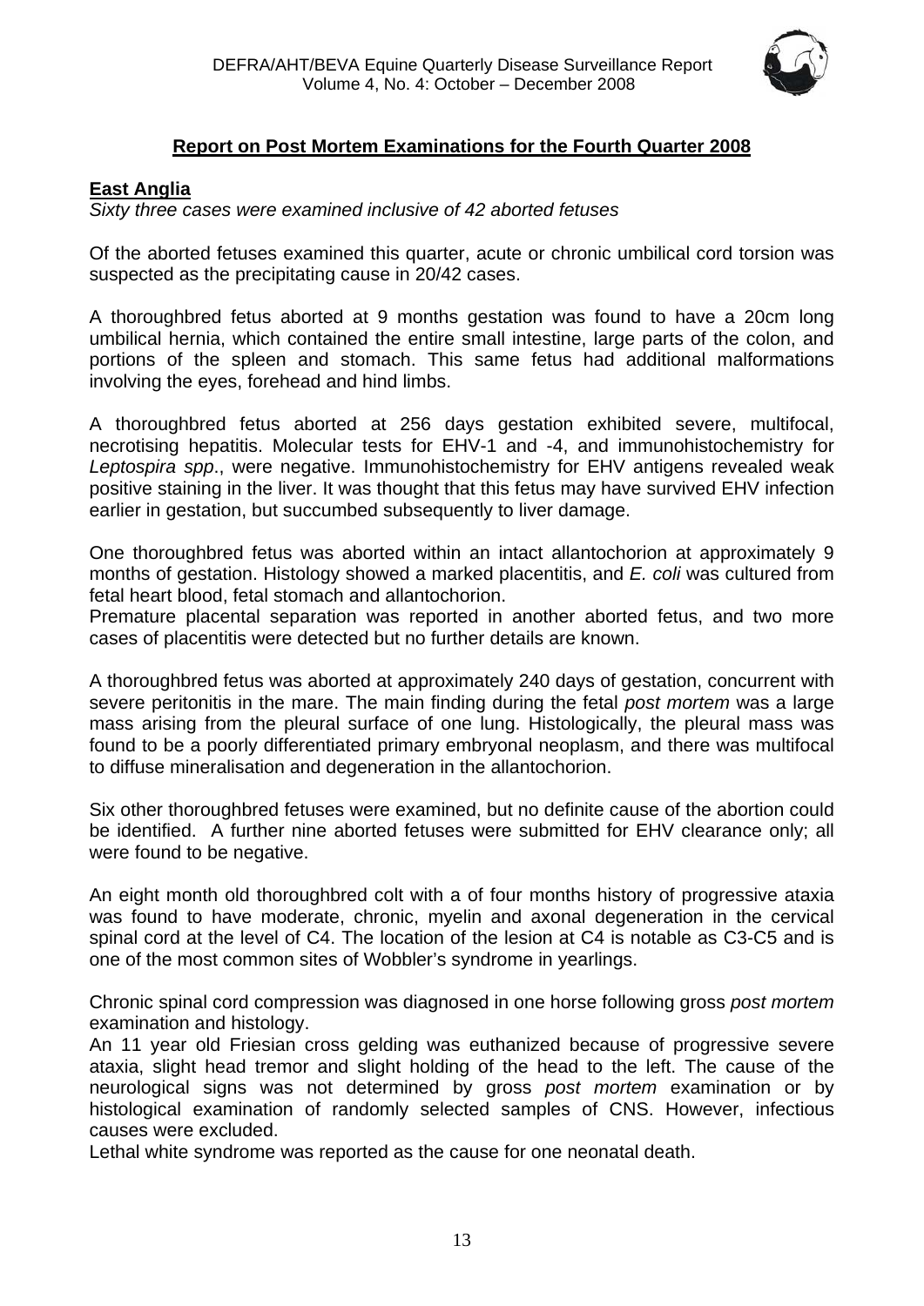## Report on Post Mortem Examinations for the Fourth Quarter 2008

### East Anglia

*Sixty three cases were examined inclusive of 42 aborted fetuses*

Of the aborted fetuses examined this quarter, acute or chronic umbilical cord torsion was suspected as the precipitating cause in 20/42 cases.

A thoroughbred fetus aborted at 9 months gestation was found to have a 20cm long umbilical hernia, which contained the entire small intestine, large parts of the colon, and portions of the spleen and stomach. This same fetus had additional malformations involving the eyes, forehead and hind limbs.

A thoroughbred fetus aborted at 256 days gestation exhibited severe, multifocal, necrotising hepatitis. Molecular tests for EHV-1 and -4, and immunohistochemistry for *Leptospira spp*., were negative. Immunohistochemistry for EHV antigens revealed weak positive staining in the liver. It was thought that this fetus may have survived EHV infection earlier in gestation, but succumbed subsequently to liver damage.

One thoroughbred fetus was aborted within an intact allantochorion at approximately 9 months of gestation. Histology showed a marked placentitis, and *E. coli* was cultured from fetal heart blood, fetal stomach and allantochorion.
Premature placental separation was reported in another aborted fetus, and two more cases of placentitis were detected but no further details are known.

A thoroughbred fetus was aborted at approximately 240 days of gestation, concurrent with severe peritonitis in the mare. The main finding during the fetal *post mortem* was a large mass arising from the pleural surface of one lung. Histologically, the pleural mass was found to be a poorly differentiated primary embryonal neoplasm, and there was multifocal to diffuse mineralisation and degeneration in the allantochorion.

Six other thoroughbred fetuses were examined, but no definite cause of the abortion could be identified. A further nine aborted fetuses were submitted for EHV clearance only; all were found to be negative.

An eight month old thoroughbred colt with a of four months history of progressive ataxia was found to have moderate, chronic, myelin and axonal degeneration in the cervical spinal cord at the level of C4. The location of the lesion at C4 is notable as C3-C5 and is one of the most common sites of Wobbler's syndrome in yearlings.

Chronic spinal cord compression was diagnosed in one horse following gross *post mortem* examination and histology.
An 11 year old Friesian cross gelding was euthanized because of progressive severe ataxia, slight head tremor and slight holding of the head to the left. The cause of the neurological signs was not determined by gross *post mortem* examination or by histological examination of randomly selected samples of CNS. However, infectious causes were excluded.
Lethal white syndrome was reported as the cause for one neonatal death.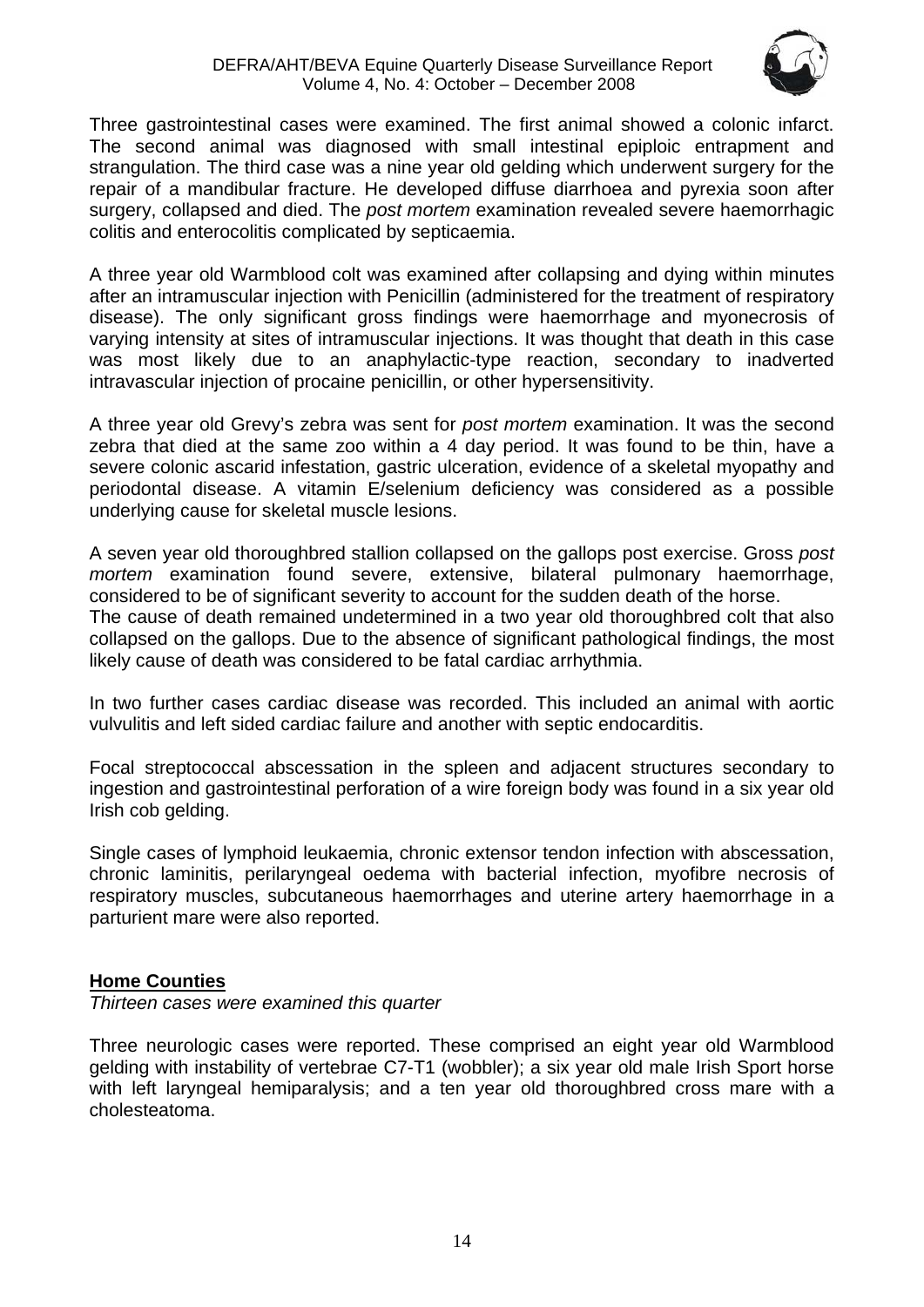Three gastrointestinal cases were examined. The first animal showed a colonic infarct. The second animal was diagnosed with small intestinal epiploic entrapment and strangulation. The third case was a nine year old gelding which underwent surgery for the repair of a mandibular fracture. He developed diffuse diarrhoea and pyrexia soon after surgery, collapsed and died. The *post mortem* examination revealed severe haemorrhagic colitis and enterocolitis complicated by septicaemia.

A three year old Warmblood colt was examined after collapsing and dying within minutes after an intramuscular injection with Penicillin (administered for the treatment of respiratory disease). The only significant gross findings were haemorrhage and myonecrosis of varying intensity at sites of intramuscular injections. It was thought that death in this case was most likely due to an anaphylactic-type reaction, secondary to inadverted intravascular injection of procaine penicillin, or other hypersensitivity.

A three year old Grevy's zebra was sent for *post mortem* examination. It was the second zebra that died at the same zoo within a 4 day period. It was found to be thin, have a severe colonic ascarid infestation, gastric ulceration, evidence of a skeletal myopathy and periodontal disease. A vitamin E/selenium deficiency was considered as a possible underlying cause for skeletal muscle lesions.

A seven year old thoroughbred stallion collapsed on the gallops post exercise. Gross *post mortem* examination found severe, extensive, bilateral pulmonary haemorrhage, considered to be of significant severity to account for the sudden death of the horse. The cause of death remained undetermined in a two year old thoroughbred colt that also collapsed on the gallops. Due to the absence of significant pathological findings, the most likely cause of death was considered to be fatal cardiac arrhythmia.

In two further cases cardiac disease was recorded. This included an animal with aortic vulvulitis and left sided cardiac failure and another with septic endocarditis.

Focal streptococcal abscessation in the spleen and adjacent structures secondary to ingestion and gastrointestinal perforation of a wire foreign body was found in a six year old Irish cob gelding.

Single cases of lymphoid leukaemia, chronic extensor tendon infection with abscessation, chronic laminitis, perilaryngeal oedema with bacterial infection, myofibre necrosis of respiratory muscles, subcutaneous haemorrhages and uterine artery haemorrhage in a parturient mare were also reported.

## Home Counties

*Thirteen cases were examined this quarter*

Three neurologic cases were reported. These comprised an eight year old Warmblood gelding with instability of vertebrae C7-T1 (wobbler); a six year old male Irish Sport horse with left laryngeal hemiparalysis; and a ten year old thoroughbred cross mare with a cholesteatoma.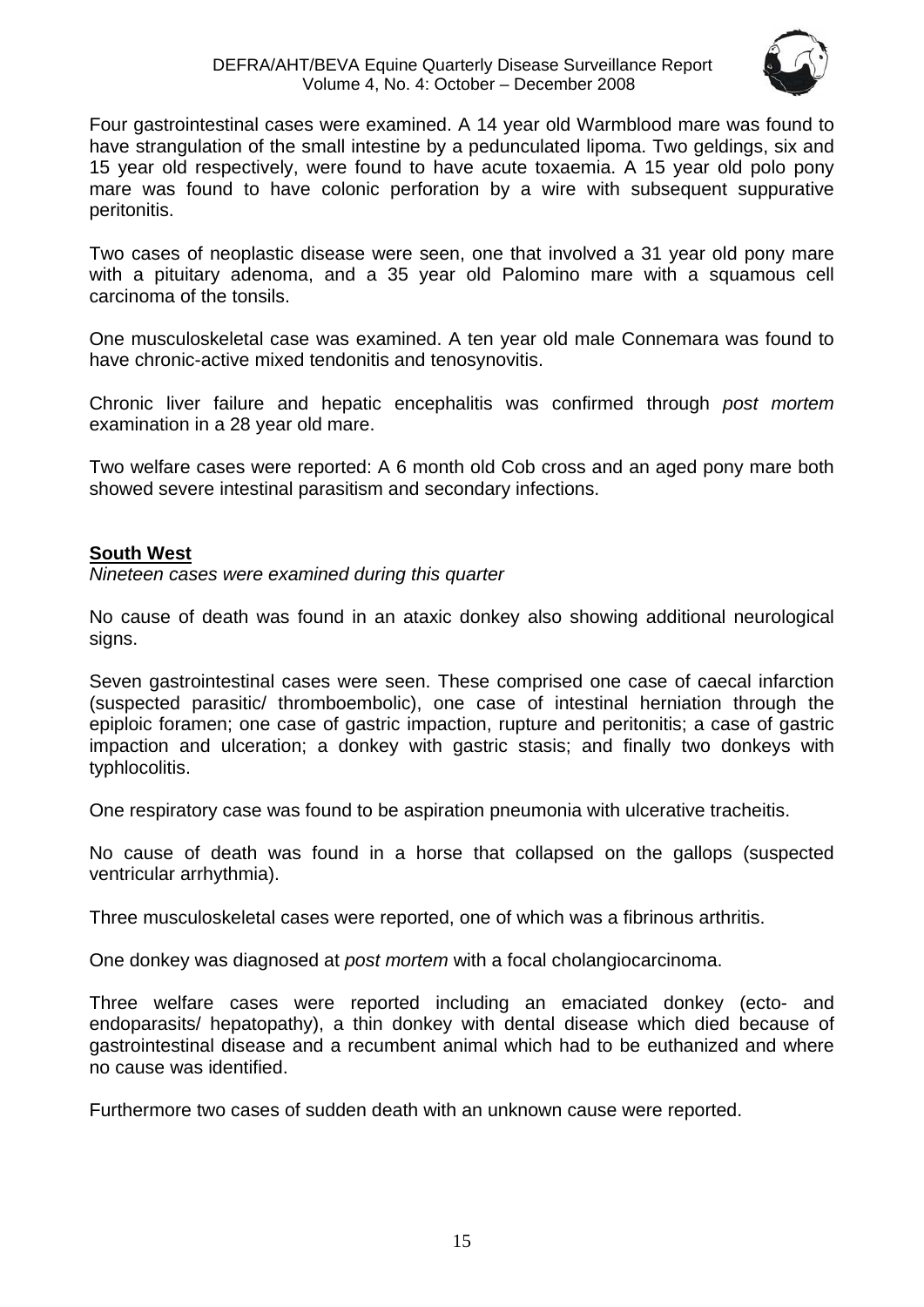Four gastrointestinal cases were examined. A 14 year old Warmblood mare was found to have strangulation of the small intestine by a pedunculated lipoma. Two geldings, six and 15 year old respectively, were found to have acute toxaemia. A 15 year old polo pony mare was found to have colonic perforation by a wire with subsequent suppurative peritonitis.

Two cases of neoplastic disease were seen, one that involved a 31 year old pony mare with a pituitary adenoma, and a 35 year old Palomino mare with a squamous cell carcinoma of the tonsils.

One musculoskeletal case was examined. A ten year old male Connemara was found to have chronic-active mixed tendonitis and tenosynovitis.

Chronic liver failure and hepatic encephalitis was confirmed through *post mortem* examination in a 28 year old mare.

Two welfare cases were reported: A 6 month old Cob cross and an aged pony mare both showed severe intestinal parasitism and secondary infections.

**South West**

*Nineteen cases were examined during this quarter*

No cause of death was found in an ataxic donkey also showing additional neurological signs.

Seven gastrointestinal cases were seen. These comprised one case of caecal infarction (suspected parasitic/ thromboembolic), one case of intestinal herniation through the epiploic foramen; one case of gastric impaction, rupture and peritonitis; a case of gastric impaction and ulceration; a donkey with gastric stasis; and finally two donkeys with typhlocolitis.

One respiratory case was found to be aspiration pneumonia with ulcerative tracheitis.

No cause of death was found in a horse that collapsed on the gallops (suspected ventricular arrhythmia).

Three musculoskeletal cases were reported, one of which was a fibrinous arthritis.

One donkey was diagnosed at *post mortem* with a focal cholangiocarcinoma.

Three welfare cases were reported including an emaciated donkey (ecto- and endoparasits/ hepatopathy), a thin donkey with dental disease which died because of gastrointestinal disease and a recumbent animal which had to be euthanized and where no cause was identified.

Furthermore two cases of sudden death with an unknown cause were reported.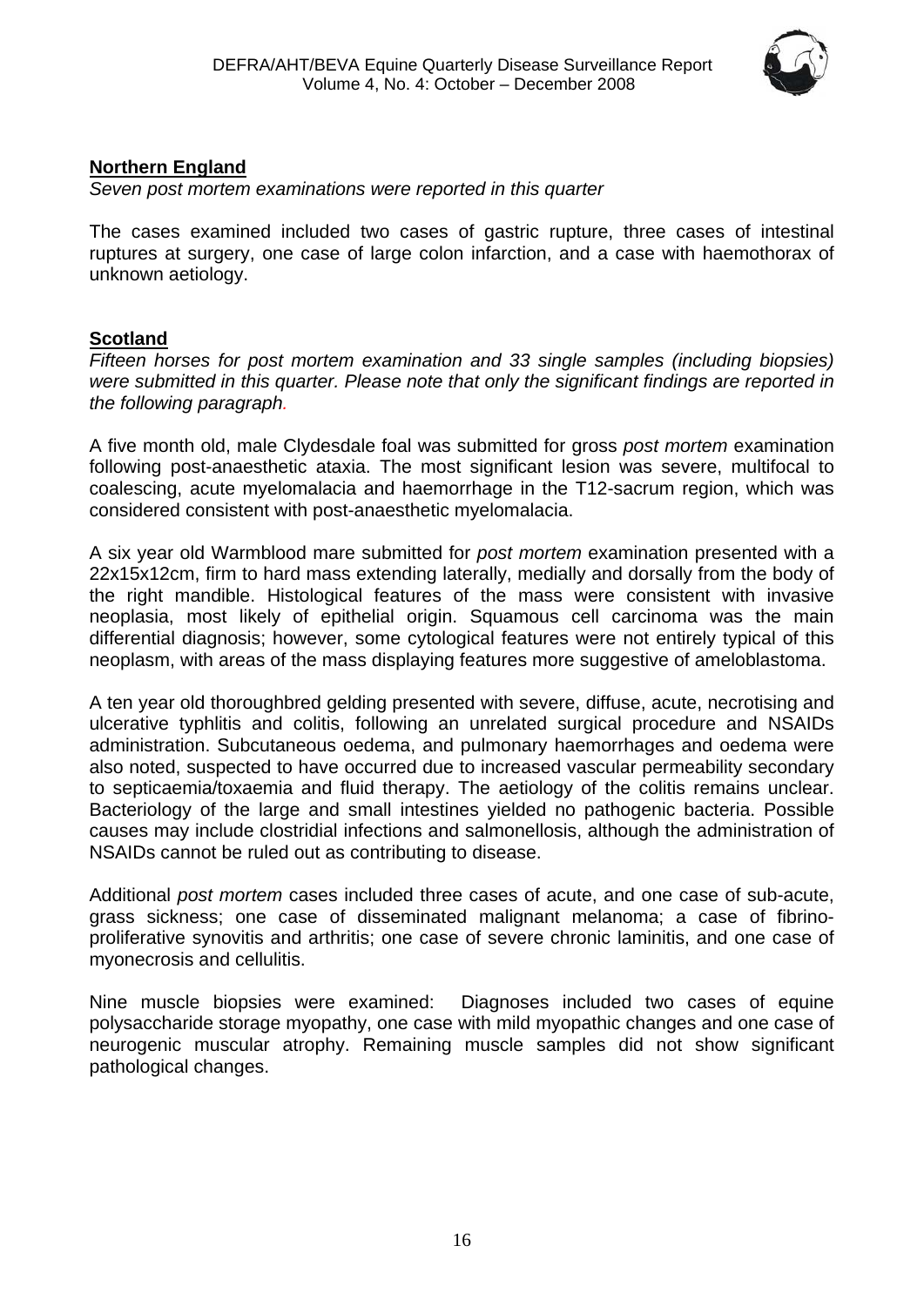## Northern England

*Seven post mortem examinations were reported in this quarter*

The cases examined included two cases of gastric rupture, three cases of intestinal ruptures at surgery, one case of large colon infarction, and a case with haemothorax of unknown aetiology.

## Scotland

*Fifteen horses for post mortem examination and 33 single samples (including biopsies) were submitted in this quarter. Please note that only the significant findings are reported in the following paragraph.*

A five month old, male Clydesdale foal was submitted for gross *post mortem* examination following post-anaesthetic ataxia. The most significant lesion was severe, multifocal to coalescing, acute myelomalacia and haemorrhage in the T12-sacrum region, which was considered consistent with post-anaesthetic myelomalacia.

A six year old Warmblood mare submitted for *post mortem* examination presented with a 22x15x12cm, firm to hard mass extending laterally, medially and dorsally from the body of the right mandible. Histological features of the mass were consistent with invasive neoplasia, most likely of epithelial origin. Squamous cell carcinoma was the main differential diagnosis; however, some cytological features were not entirely typical of this neoplasm, with areas of the mass displaying features more suggestive of ameloblastoma.

A ten year old thoroughbred gelding presented with severe, diffuse, acute, necrotising and ulcerative typhlitis and colitis, following an unrelated surgical procedure and NSAIDs administration. Subcutaneous oedema, and pulmonary haemorrhages and oedema were also noted, suspected to have occurred due to increased vascular permeability secondary to septicaemia/toxaemia and fluid therapy. The aetiology of the colitis remains unclear. Bacteriology of the large and small intestines yielded no pathogenic bacteria. Possible causes may include clostridial infections and salmonellosis, although the administration of NSAIDs cannot be ruled out as contributing to disease.

Additional *post mortem* cases included three cases of acute, and one case of sub-acute, grass sickness; one case of disseminated malignant melanoma; a case of fibrino-proliferative synovitis and arthritis; one case of severe chronic laminitis, and one case of myonecrosis and cellulitis.

Nine muscle biopsies were examined: Diagnoses included two cases of equine polysaccharide storage myopathy, one case with mild myopathic changes and one case of neurogenic muscular atrophy. Remaining muscle samples did not show significant pathological changes.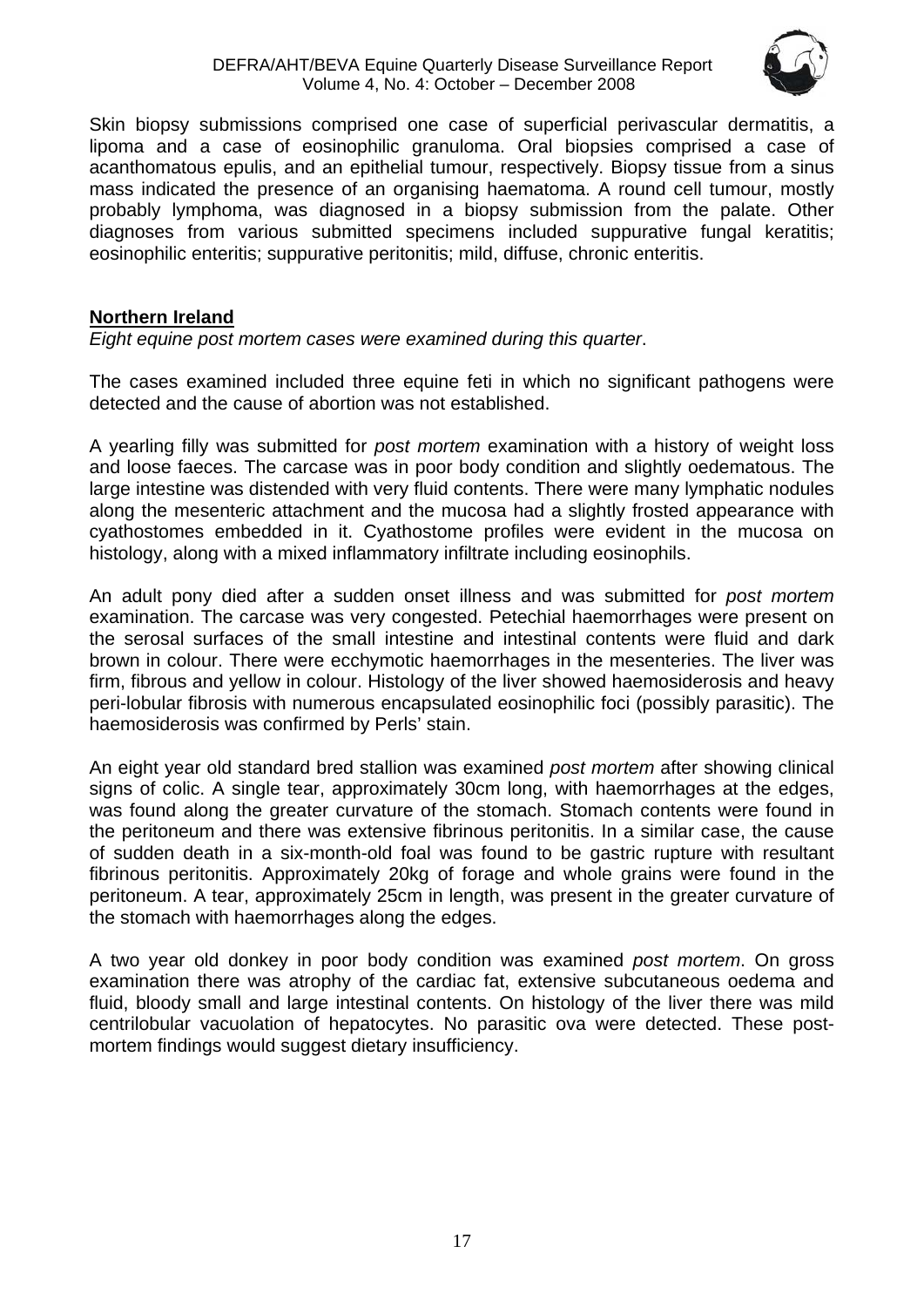Skin biopsy submissions comprised one case of superficial perivascular dermatitis, a lipoma and a case of eosinophilic granuloma. Oral biopsies comprised a case of acanthomatous epulis, and an epithelial tumour, respectively. Biopsy tissue from a sinus mass indicated the presence of an organising haematoma. A round cell tumour, mostly probably lymphoma, was diagnosed in a biopsy submission from the palate. Other diagnoses from various submitted specimens included suppurative fungal keratitis; eosinophilic enteritis; suppurative peritonitis; mild, diffuse, chronic enteritis.

## **Northern Ireland**

*Eight equine post mortem cases were examined during this quarter*.

The cases examined included three equine feti in which no significant pathogens were detected and the cause of abortion was not established.

A yearling filly was submitted for *post mortem* examination with a history of weight loss and loose faeces. The carcase was in poor body condition and slightly oedematous. The large intestine was distended with very fluid contents. There were many lymphatic nodules along the mesenteric attachment and the mucosa had a slightly frosted appearance with cyathostomes embedded in it. Cyathostome profiles were evident in the mucosa on histology, along with a mixed inflammatory infiltrate including eosinophils.

An adult pony died after a sudden onset illness and was submitted for *post mortem* examination. The carcase was very congested. Petechial haemorrhages were present on the serosal surfaces of the small intestine and intestinal contents were fluid and dark brown in colour. There were ecchymotic haemorrhages in the mesenteries. The liver was firm, fibrous and yellow in colour. Histology of the liver showed haemosiderosis and heavy peri-lobular fibrosis with numerous encapsulated eosinophilic foci (possibly parasitic). The haemosiderosis was confirmed by Perls' stain.

An eight year old standard bred stallion was examined *post mortem* after showing clinical signs of colic. A single tear, approximately 30cm long, with haemorrhages at the edges, was found along the greater curvature of the stomach. Stomach contents were found in the peritoneum and there was extensive fibrinous peritonitis. In a similar case, the cause of sudden death in a six-month-old foal was found to be gastric rupture with resultant fibrinous peritonitis. Approximately 20kg of forage and whole grains were found in the peritoneum. A tear, approximately 25cm in length, was present in the greater curvature of the stomach with haemorrhages along the edges.

A two year old donkey in poor body condition was examined *post mortem*. On gross examination there was atrophy of the cardiac fat, extensive subcutaneous oedema and fluid, bloody small and large intestinal contents. On histology of the liver there was mild centrilobular vacuolation of hepatocytes. No parasitic ova were detected. These post-mortem findings would suggest dietary insufficiency.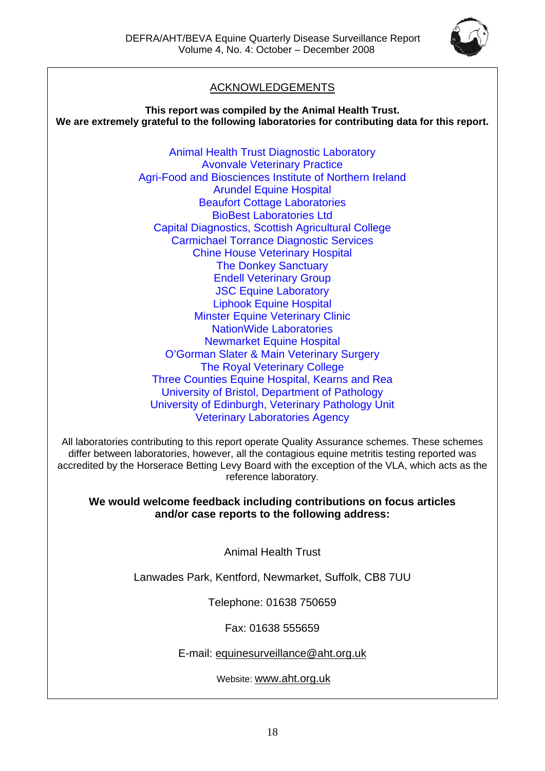## ACKNOWLEDGEMENTS

**This report was compiled by the Animal Health Trust.**
**We are extremely grateful to the following laboratories for contributing data for this report.**

Animal Health Trust Diagnostic Laboratory
Avonvale Veterinary Practice
Agri-Food and Biosciences Institute of Northern Ireland
Arundel Equine Hospital
Beaufort Cottage Laboratories
BioBest Laboratories Ltd
Capital Diagnostics, Scottish Agricultural College
Carmichael Torrance Diagnostic Services
Chine House Veterinary Hospital
The Donkey Sanctuary
Endell Veterinary Group
JSC Equine Laboratory
Liphook Equine Hospital
Minster Equine Veterinary Clinic
NationWide Laboratories
Newmarket Equine Hospital
O'Gorman Slater & Main Veterinary Surgery
The Royal Veterinary College
Three Counties Equine Hospital, Kearns and Rea
University of Bristol, Department of Pathology
University of Edinburgh, Veterinary Pathology Unit
Veterinary Laboratories Agency

All laboratories contributing to this report operate Quality Assurance schemes. These schemes differ between laboratories, however, all the contagious equine metritis testing reported was accredited by the Horserace Betting Levy Board with the exception of the VLA, which acts as the reference laboratory.

**We would welcome feedback including contributions on focus articles and/or case reports to the following address:**

Animal Health Trust

Lanwades Park, Kentford, Newmarket, Suffolk, CB8 7UU

Telephone: 01638 750659

Fax: 01638 555659

E-mail: equinesurveillance@aht.org.uk

Website: www.aht.org.uk